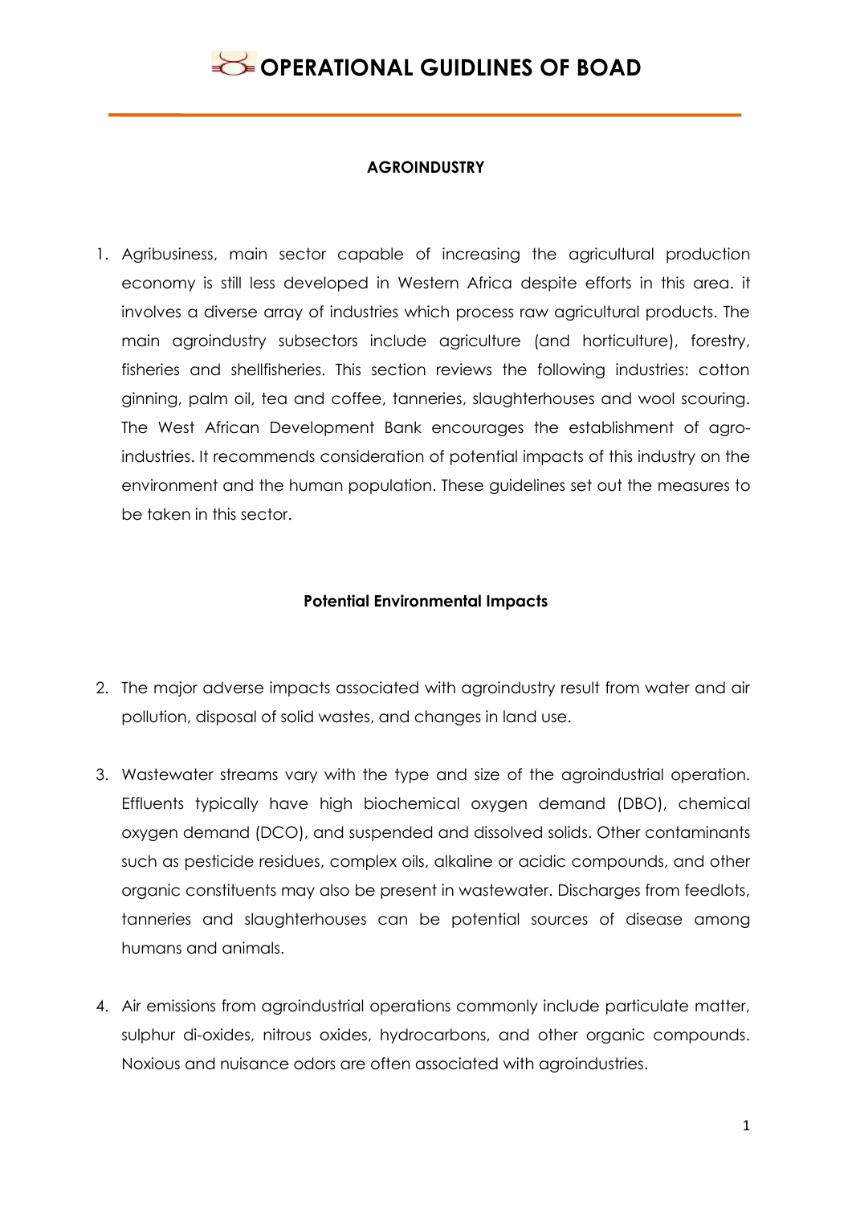# AGROINDUSTRY

1. Agribusiness, main sector capable of increasing the agricultural production economy is still less developed in Western Africa despite efforts in this area. it involves a diverse array of industries which process raw agricultural products. The main agroindustry subsectors include agriculture (and horticulture), forestry, fisheries and shellfisheries. This section reviews the following industries: cotton ginning, palm oil, tea and coffee, tanneries, slaughterhouses and wool scouring. The West African Development Bank encourages the establishment of agro-industries. It recommends consideration of potential impacts of this industry on the environment and the human population. These guidelines set out the measures to be taken in this sector.

## Potential Environmental Impacts

2. The major adverse impacts associated with agroindustry result from water and air pollution, disposal of solid wastes, and changes in land use.

3. Wastewater streams vary with the type and size of the agroindustrial operation. Effluents typically have high biochemical oxygen demand (DBO), chemical oxygen demand (DCO), and suspended and dissolved solids. Other contaminants such as pesticide residues, complex oils, alkaline or acidic compounds, and other organic constituents may also be present in wastewater. Discharges from feedlots, tanneries and slaughterhouses can be potential sources of disease among humans and animals.

4. Air emissions from agroindustrial operations commonly include particulate matter, sulphur di-oxides, nitrous oxides, hydrocarbons, and other organic compounds. Noxious and nuisance odors are often associated with agroindustries.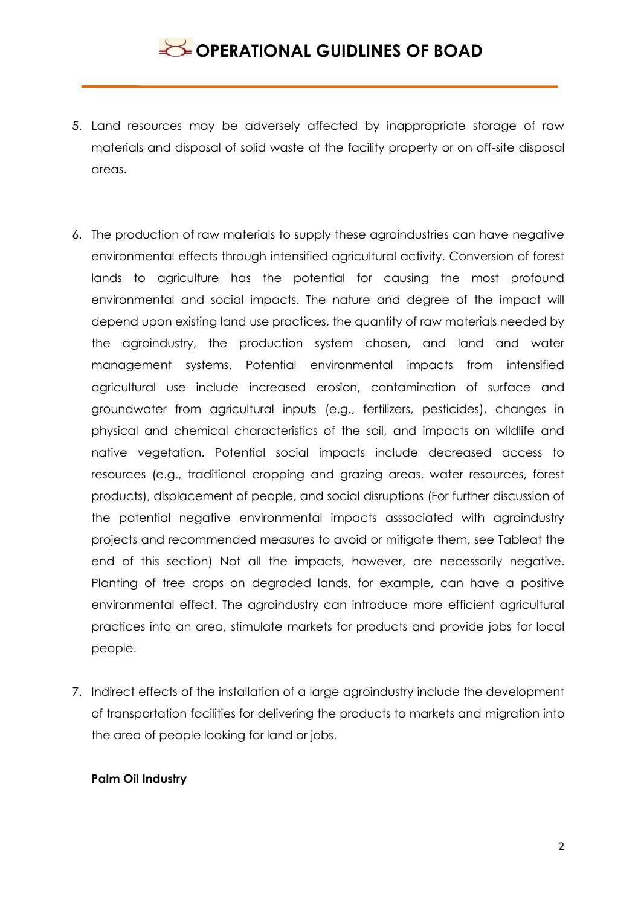5. Land resources may be adversely affected by inappropriate storage of raw materials and disposal of solid waste at the facility property or on off-site disposal areas.

6. The production of raw materials to supply these agroindustries can have negative environmental effects through intensified agricultural activity. Conversion of forest lands to agriculture has the potential for causing the most profound environmental and social impacts. The nature and degree of the impact will depend upon existing land use practices, the quantity of raw materials needed by the agroindustry, the production system chosen, and land and water management systems. Potential environmental impacts from intensified agricultural use include increased erosion, contamination of surface and groundwater from agricultural inputs (e.g., fertilizers, pesticides), changes in physical and chemical characteristics of the soil, and impacts on wildlife and native vegetation. Potential social impacts include decreased access to resources (e.g., traditional cropping and grazing areas, water resources, forest products), displacement of people, and social disruptions (For further discussion of the potential negative environmental impacts asssociated with agroindustry projects and recommended measures to avoid or mitigate them, see Tableat the end of this section) Not all the impacts, however, are necessarily negative. Planting of tree crops on degraded lands, for example, can have a positive environmental effect. The agroindustry can introduce more efficient agricultural practices into an area, stimulate markets for products and provide jobs for local people.

7. Indirect effects of the installation of a large agroindustry include the development of transportation facilities for delivering the products to markets and migration into the area of people looking for land or jobs.

**Palm Oil Industry**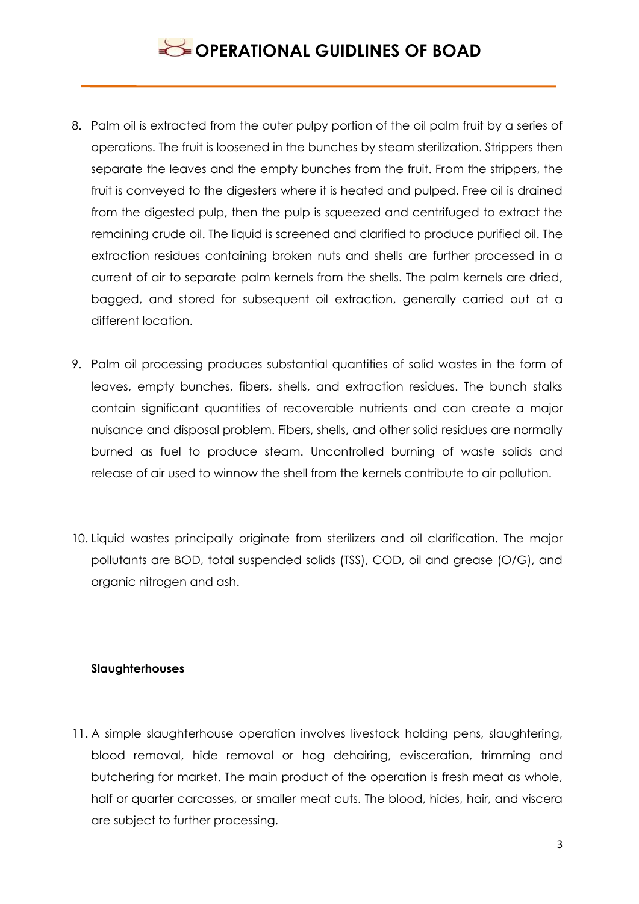8. Palm oil is extracted from the outer pulpy portion of the oil palm fruit by a series of operations. The fruit is loosened in the bunches by steam sterilization. Strippers then separate the leaves and the empty bunches from the fruit. From the strippers, the fruit is conveyed to the digesters where it is heated and pulped. Free oil is drained from the digested pulp, then the pulp is squeezed and centrifuged to extract the remaining crude oil. The liquid is screened and clarified to produce purified oil. The extraction residues containing broken nuts and shells are further processed in a current of air to separate palm kernels from the shells. The palm kernels are dried, bagged, and stored for subsequent oil extraction, generally carried out at a different location.

9. Palm oil processing produces substantial quantities of solid wastes in the form of leaves, empty bunches, fibers, shells, and extraction residues. The bunch stalks contain significant quantities of recoverable nutrients and can create a major nuisance and disposal problem. Fibers, shells, and other solid residues are normally burned as fuel to produce steam. Uncontrolled burning of waste solids and release of air used to winnow the shell from the kernels contribute to air pollution.

10. Liquid wastes principally originate from sterilizers and oil clarification. The major pollutants are BOD, total suspended solids (TSS), COD, oil and grease (O/G), and organic nitrogen and ash.

**Slaughterhouses**

11. A simple slaughterhouse operation involves livestock holding pens, slaughtering, blood removal, hide removal or hog dehairing, evisceration, trimming and butchering for market. The main product of the operation is fresh meat as whole, half or quarter carcasses, or smaller meat cuts. The blood, hides, hair, and viscera are subject to further processing.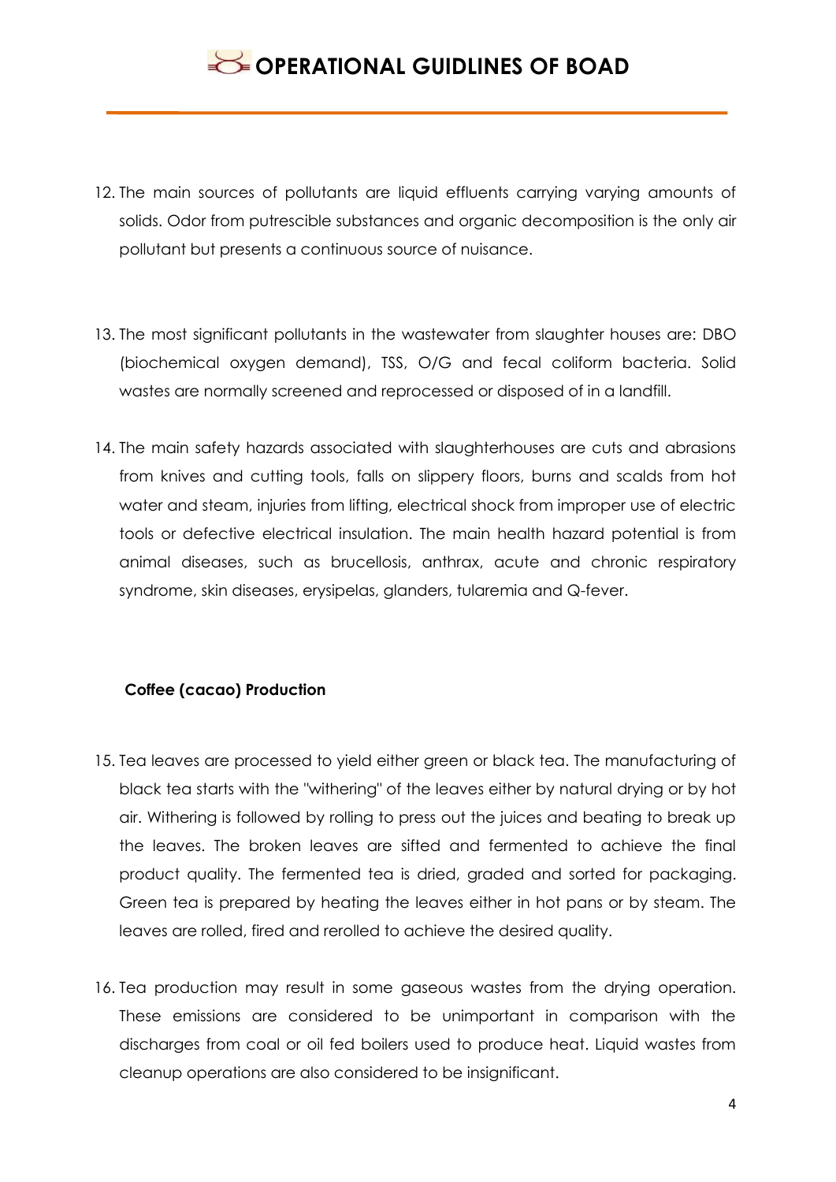12. The main sources of pollutants are liquid effluents carrying varying amounts of solids. Odor from putrescible substances and organic decomposition is the only air pollutant but presents a continuous source of nuisance.

13. The most significant pollutants in the wastewater from slaughter houses are: DBO (biochemical oxygen demand), TSS, O/G and fecal coliform bacteria. Solid wastes are normally screened and reprocessed or disposed of in a landfill.

14. The main safety hazards associated with slaughterhouses are cuts and abrasions from knives and cutting tools, falls on slippery floors, burns and scalds from hot water and steam, injuries from lifting, electrical shock from improper use of electric tools or defective electrical insulation. The main health hazard potential is from animal diseases, such as brucellosis, anthrax, acute and chronic respiratory syndrome, skin diseases, erysipelas, glanders, tularemia and Q-fever.

**Coffee (cacao) Production**

15. Tea leaves are processed to yield either green or black tea. The manufacturing of black tea starts with the "withering" of the leaves either by natural drying or by hot air. Withering is followed by rolling to press out the juices and beating to break up the leaves. The broken leaves are sifted and fermented to achieve the final product quality. The fermented tea is dried, graded and sorted for packaging. Green tea is prepared by heating the leaves either in hot pans or by steam. The leaves are rolled, fired and rerolled to achieve the desired quality.

16. Tea production may result in some gaseous wastes from the drying operation. These emissions are considered to be unimportant in comparison with the discharges from coal or oil fed boilers used to produce heat. Liquid wastes from cleanup operations are also considered to be insignificant.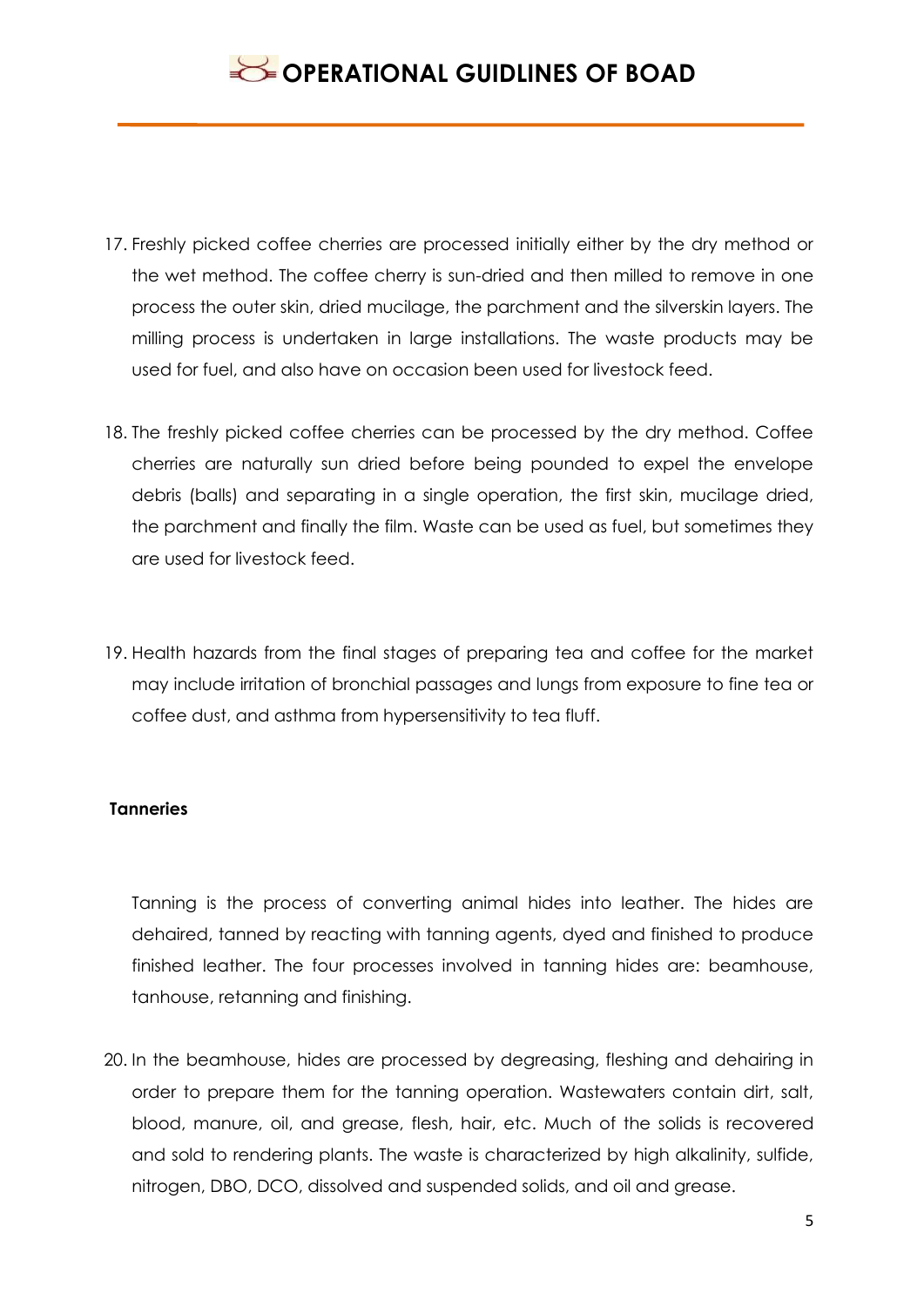17. Freshly picked coffee cherries are processed initially either by the dry method or the wet method. The coffee cherry is sun-dried and then milled to remove in one process the outer skin, dried mucilage, the parchment and the silverskin layers. The milling process is undertaken in large installations. The waste products may be used for fuel, and also have on occasion been used for livestock feed.

18. The freshly picked coffee cherries can be processed by the dry method. Coffee cherries are naturally sun dried before being pounded to expel the envelope debris (balls) and separating in a single operation, the first skin, mucilage dried, the parchment and finally the film. Waste can be used as fuel, but sometimes they are used for livestock feed.

19. Health hazards from the final stages of preparing tea and coffee for the market may include irritation of bronchial passages and lungs from exposure to fine tea or coffee dust, and asthma from hypersensitivity to tea fluff.

**Tanneries**

Tanning is the process of converting animal hides into leather. The hides are dehaired, tanned by reacting with tanning agents, dyed and finished to produce finished leather. The four processes involved in tanning hides are: beamhouse, tanhouse, retanning and finishing.

20. In the beamhouse, hides are processed by degreasing, fleshing and dehairing in order to prepare them for the tanning operation. Wastewaters contain dirt, salt, blood, manure, oil, and grease, flesh, hair, etc. Much of the solids is recovered and sold to rendering plants. The waste is characterized by high alkalinity, sulfide, nitrogen, DBO, DCO, dissolved and suspended solids, and oil and grease.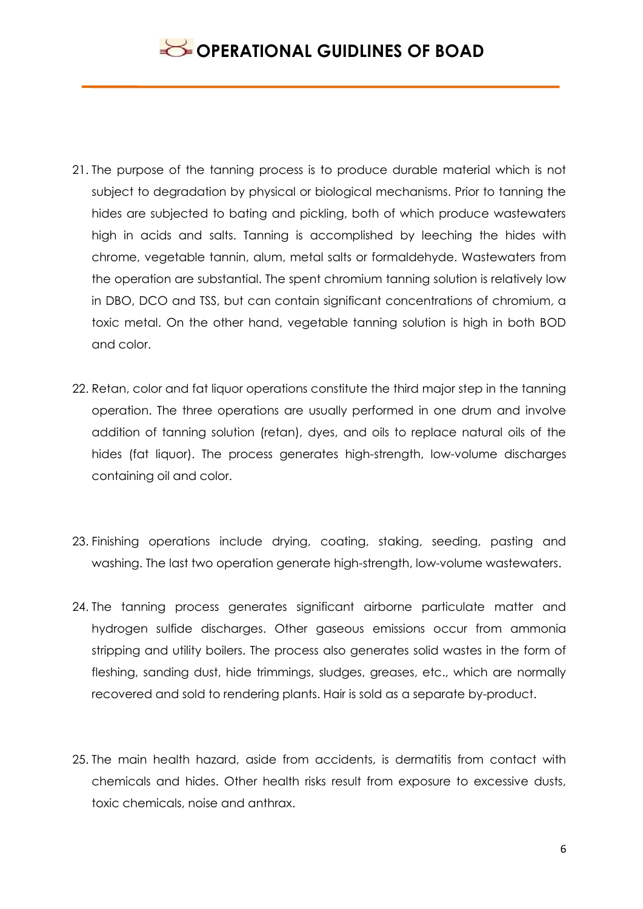21. The purpose of the tanning process is to produce durable material which is not subject to degradation by physical or biological mechanisms. Prior to tanning the hides are subjected to bating and pickling, both of which produce wastewaters high in acids and salts. Tanning is accomplished by leeching the hides with chrome, vegetable tannin, alum, metal salts or formaldehyde. Wastewaters from the operation are substantial. The spent chromium tanning solution is relatively low in DBO, DCO and TSS, but can contain significant concentrations of chromium, a toxic metal. On the other hand, vegetable tanning solution is high in both BOD and color.

22. Retan, color and fat liquor operations constitute the third major step in the tanning operation. The three operations are usually performed in one drum and involve addition of tanning solution (retan), dyes, and oils to replace natural oils of the hides (fat liquor). The process generates high-strength, low-volume discharges containing oil and color.

23. Finishing operations include drying, coating, staking, seeding, pasting and washing. The last two operation generate high-strength, low-volume wastewaters.

24. The tanning process generates significant airborne particulate matter and hydrogen sulfide discharges. Other gaseous emissions occur from ammonia stripping and utility boilers. The process also generates solid wastes in the form of fleshing, sanding dust, hide trimmings, sludges, greases, etc., which are normally recovered and sold to rendering plants. Hair is sold as a separate by-product.

25. The main health hazard, aside from accidents, is dermatitis from contact with chemicals and hides. Other health risks result from exposure to excessive dusts, toxic chemicals, noise and anthrax.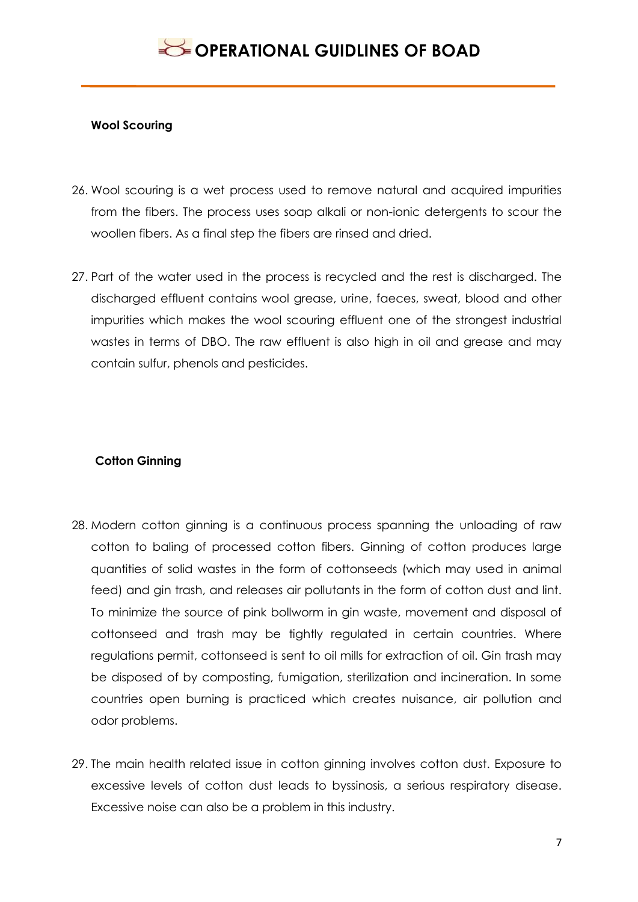**Wool Scouring**

26. Wool scouring is a wet process used to remove natural and acquired impurities from the fibers. The process uses soap alkali or non-ionic detergents to scour the woollen fibers. As a final step the fibers are rinsed and dried.

27. Part of the water used in the process is recycled and the rest is discharged. The discharged effluent contains wool grease, urine, faeces, sweat, blood and other impurities which makes the wool scouring effluent one of the strongest industrial wastes in terms of DBO. The raw effluent is also high in oil and grease and may contain sulfur, phenols and pesticides.

**Cotton Ginning**

28. Modern cotton ginning is a continuous process spanning the unloading of raw cotton to baling of processed cotton fibers. Ginning of cotton produces large quantities of solid wastes in the form of cottonseeds (which may used in animal feed) and gin trash, and releases air pollutants in the form of cotton dust and lint. To minimize the source of pink bollworm in gin waste, movement and disposal of cottonseed and trash may be tightly regulated in certain countries. Where regulations permit, cottonseed is sent to oil mills for extraction of oil. Gin trash may be disposed of by composting, fumigation, sterilization and incineration. In some countries open burning is practiced which creates nuisance, air pollution and odor problems.

29. The main health related issue in cotton ginning involves cotton dust. Exposure to excessive levels of cotton dust leads to byssinosis, a serious respiratory disease. Excessive noise can also be a problem in this industry.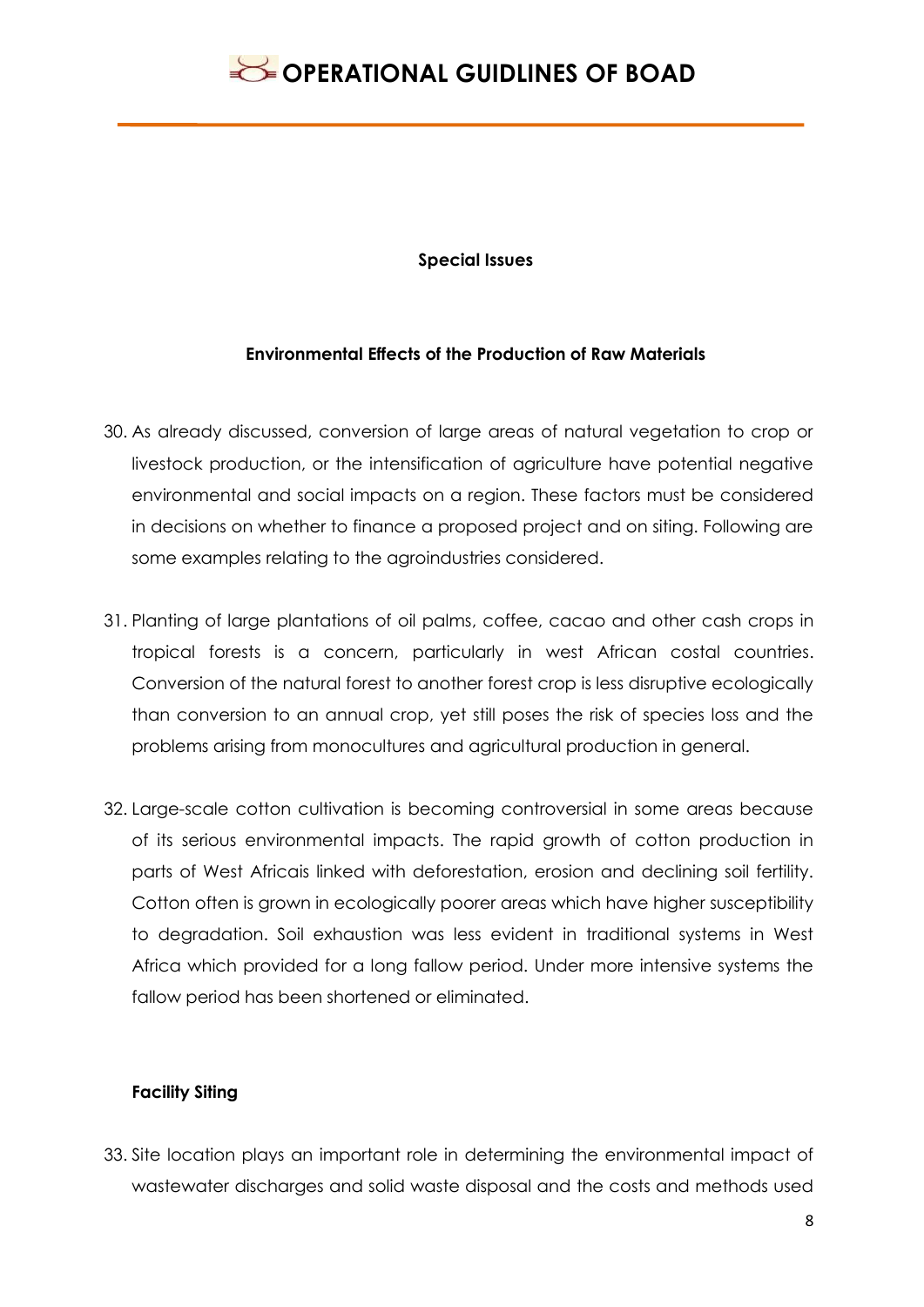**Special Issues**

**Environmental Effects of the Production of Raw Materials**

30. As already discussed, conversion of large areas of natural vegetation to crop or livestock production, or the intensification of agriculture have potential negative environmental and social impacts on a region. These factors must be considered in decisions on whether to finance a proposed project and on siting. Following are some examples relating to the agroindustries considered.

31. Planting of large plantations of oil palms, coffee, cacao and other cash crops in tropical forests is a concern, particularly in west African costal countries. Conversion of the natural forest to another forest crop is less disruptive ecologically than conversion to an annual crop, yet still poses the risk of species loss and the problems arising from monocultures and agricultural production in general.

32. Large-scale cotton cultivation is becoming controversial in some areas because of its serious environmental impacts. The rapid growth of cotton production in parts of West Africais linked with deforestation, erosion and declining soil fertility. Cotton often is grown in ecologically poorer areas which have higher susceptibility to degradation. Soil exhaustion was less evident in traditional systems in West Africa which provided for a long fallow period. Under more intensive systems the fallow period has been shortened or eliminated.

**Facility Siting**

33. Site location plays an important role in determining the environmental impact of wastewater discharges and solid waste disposal and the costs and methods used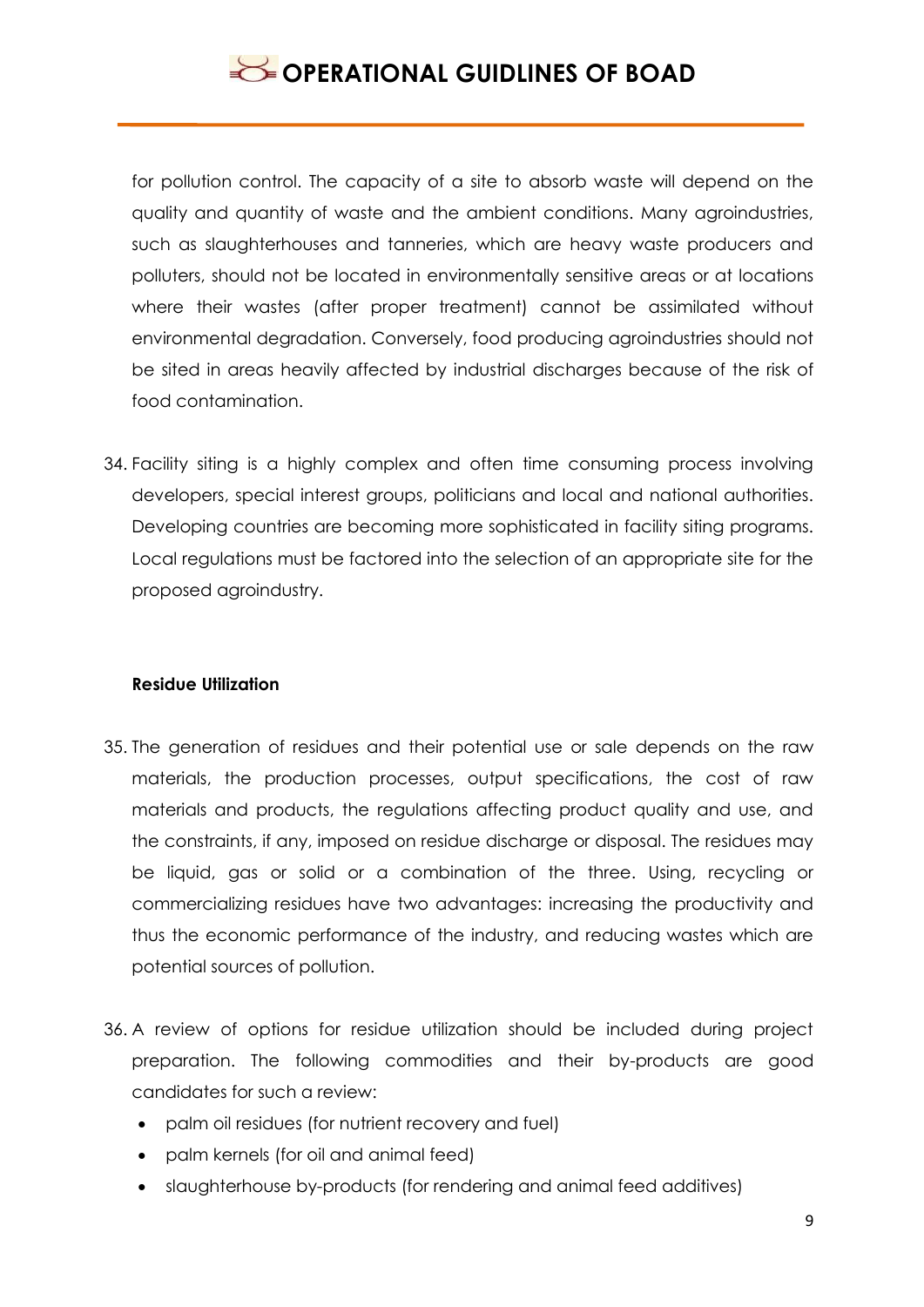for pollution control. The capacity of a site to absorb waste will depend on the quality and quantity of waste and the ambient conditions. Many agroindustries, such as slaughterhouses and tanneries, which are heavy waste producers and polluters, should not be located in environmentally sensitive areas or at locations where their wastes (after proper treatment) cannot be assimilated without environmental degradation. Conversely, food producing agroindustries should not be sited in areas heavily affected by industrial discharges because of the risk of food contamination.

34. Facility siting is a highly complex and often time consuming process involving developers, special interest groups, politicians and local and national authorities. Developing countries are becoming more sophisticated in facility siting programs. Local regulations must be factored into the selection of an appropriate site for the proposed agroindustry.

**Residue Utilization**

35. The generation of residues and their potential use or sale depends on the raw materials, the production processes, output specifications, the cost of raw materials and products, the regulations affecting product quality and use, and the constraints, if any, imposed on residue discharge or disposal. The residues may be liquid, gas or solid or a combination of the three. Using, recycling or commercializing residues have two advantages: increasing the productivity and thus the economic performance of the industry, and reducing wastes which are potential sources of pollution.

36. A review of options for residue utilization should be included during project preparation. The following commodities and their by-products are good candidates for such a review:
    - palm oil residues (for nutrient recovery and fuel)
    - palm kernels (for oil and animal feed)
    - slaughterhouse by-products (for rendering and animal feed additives)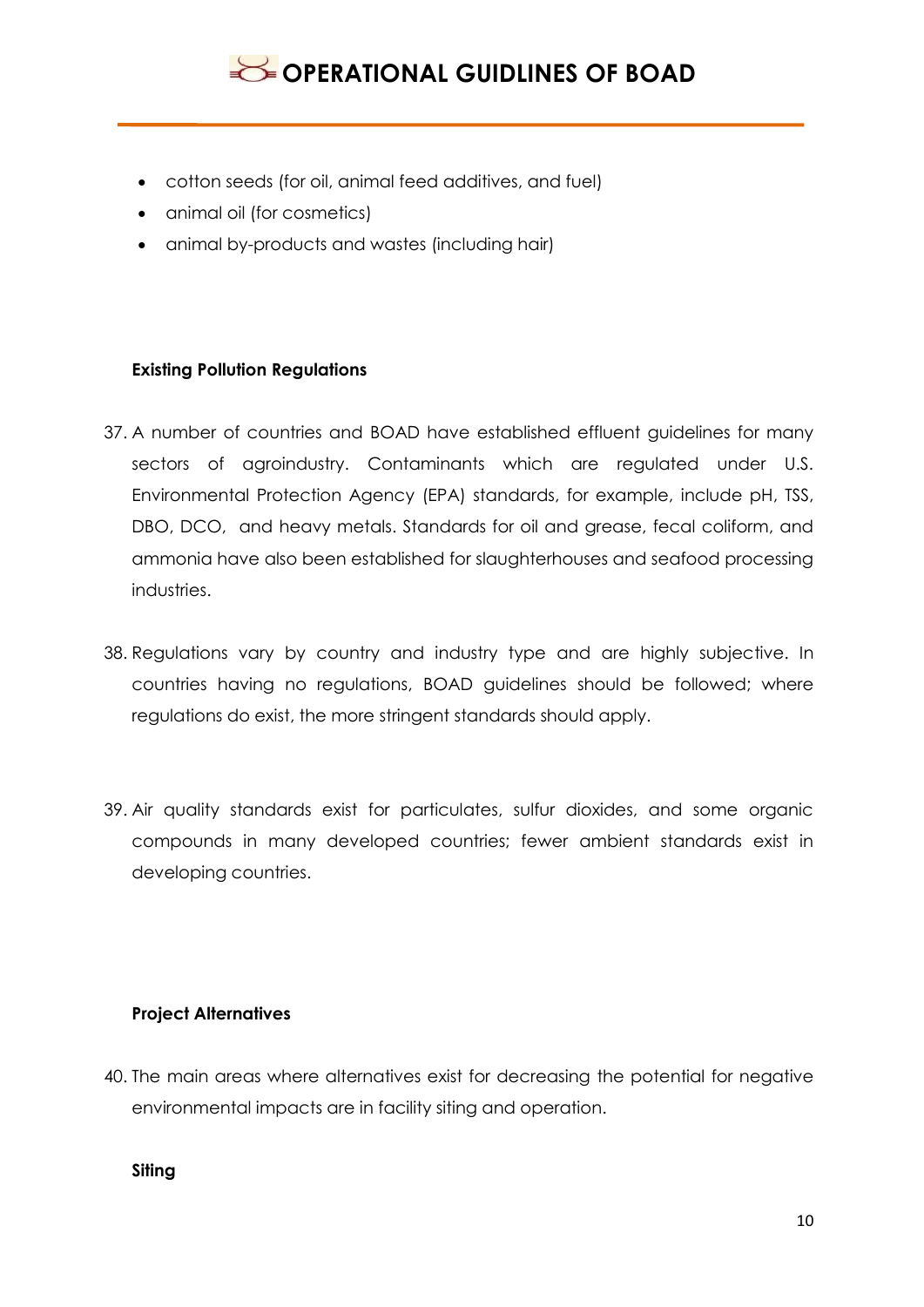- cotton seeds (for oil, animal feed additives, and fuel)
- animal oil (for cosmetics)
- animal by-products and wastes (including hair)

**Existing Pollution Regulations**

37. A number of countries and BOAD have established effluent guidelines for many sectors of agroindustry. Contaminants which are regulated under U.S. Environmental Protection Agency (EPA) standards, for example, include pH, TSS, DBO, DCO, and heavy metals. Standards for oil and grease, fecal coliform, and ammonia have also been established for slaughterhouses and seafood processing industries.

38. Regulations vary by country and industry type and are highly subjective. In countries having no regulations, BOAD guidelines should be followed; where regulations do exist, the more stringent standards should apply.

39. Air quality standards exist for particulates, sulfur dioxides, and some organic compounds in many developed countries; fewer ambient standards exist in developing countries.

**Project Alternatives**

40. The main areas where alternatives exist for decreasing the potential for negative environmental impacts are in facility siting and operation.

**Siting**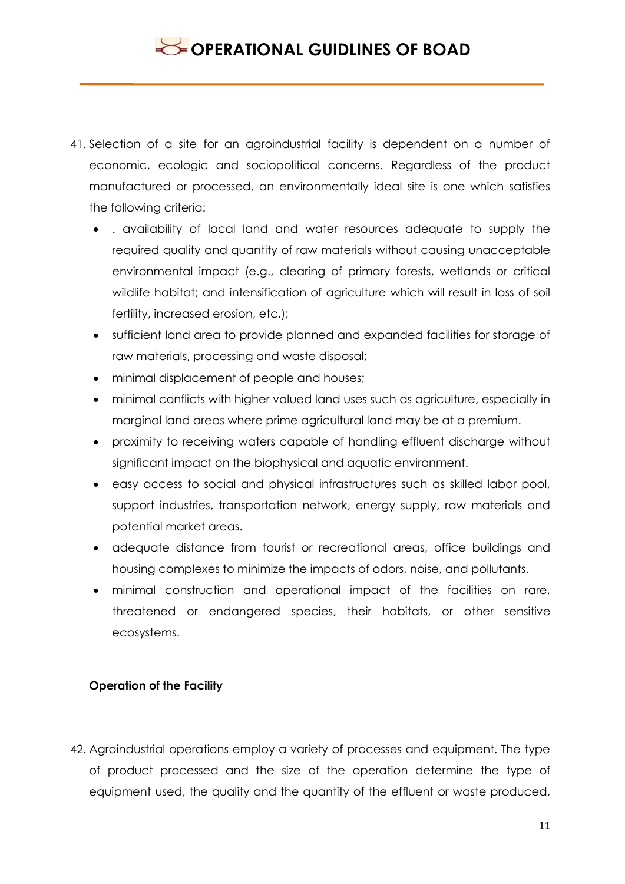41. Selection of a site for an agroindustrial facility is dependent on a number of economic, ecologic and sociopolitical concerns. Regardless of the product manufactured or processed, an environmentally ideal site is one which satisfies the following criteria:
    - . availability of local land and water resources adequate to supply the required quality and quantity of raw materials without causing unacceptable environmental impact (e.g., clearing of primary forests, wetlands or critical wildlife habitat; and intensification of agriculture which will result in loss of soil fertility, increased erosion, etc.);
    - sufficient land area to provide planned and expanded facilities for storage of raw materials, processing and waste disposal;
    - minimal displacement of people and houses;
    - minimal conflicts with higher valued land uses such as agriculture, especially in marginal land areas where prime agricultural land may be at a premium.
    - proximity to receiving waters capable of handling effluent discharge without significant impact on the biophysical and aquatic environment.
    - easy access to social and physical infrastructures such as skilled labor pool, support industries, transportation network, energy supply, raw materials and potential market areas.
    - adequate distance from tourist or recreational areas, office buildings and housing complexes to minimize the impacts of odors, noise, and pollutants.
    - minimal construction and operational impact of the facilities on rare, threatened or endangered species, their habitats, or other sensitive ecosystems.

**Operation of the Facility**

42. Agroindustrial operations employ a variety of processes and equipment. The type of product processed and the size of the operation determine the type of equipment used, the quality and the quantity of the effluent or waste produced,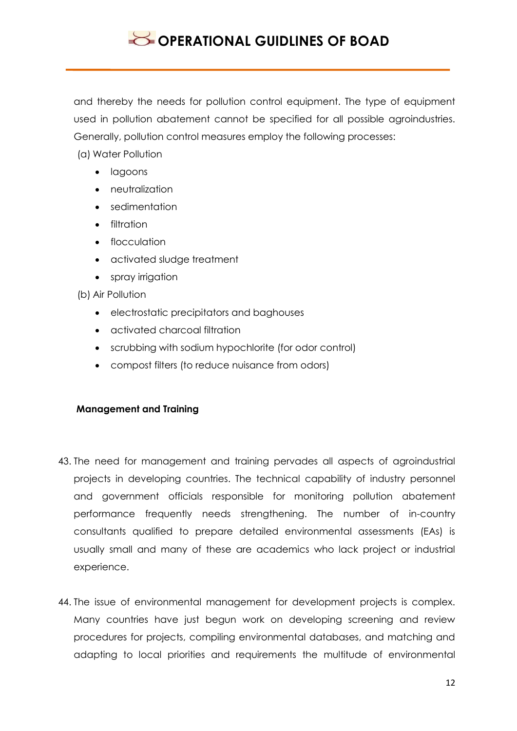and thereby the needs for pollution control equipment. The type of equipment used in pollution abatement cannot be specified for all possible agroindustries. Generally, pollution control measures employ the following processes:

(a) Water Pollution

- lagoons
- neutralization
- sedimentation
- filtration
- flocculation
- activated sludge treatment
- spray irrigation

(b) Air Pollution

- electrostatic precipitators and baghouses
- activated charcoal filtration
- scrubbing with sodium hypochlorite (for odor control)
- compost filters (to reduce nuisance from odors)

**Management and Training**

43. The need for management and training pervades all aspects of agroindustrial projects in developing countries. The technical capability of industry personnel and government officials responsible for monitoring pollution abatement performance frequently needs strengthening. The number of in-country consultants qualified to prepare detailed environmental assessments (EAs) is usually small and many of these are academics who lack project or industrial experience.

44. The issue of environmental management for development projects is complex. Many countries have just begun work on developing screening and review procedures for projects, compiling environmental databases, and matching and adapting to local priorities and requirements the multitude of environmental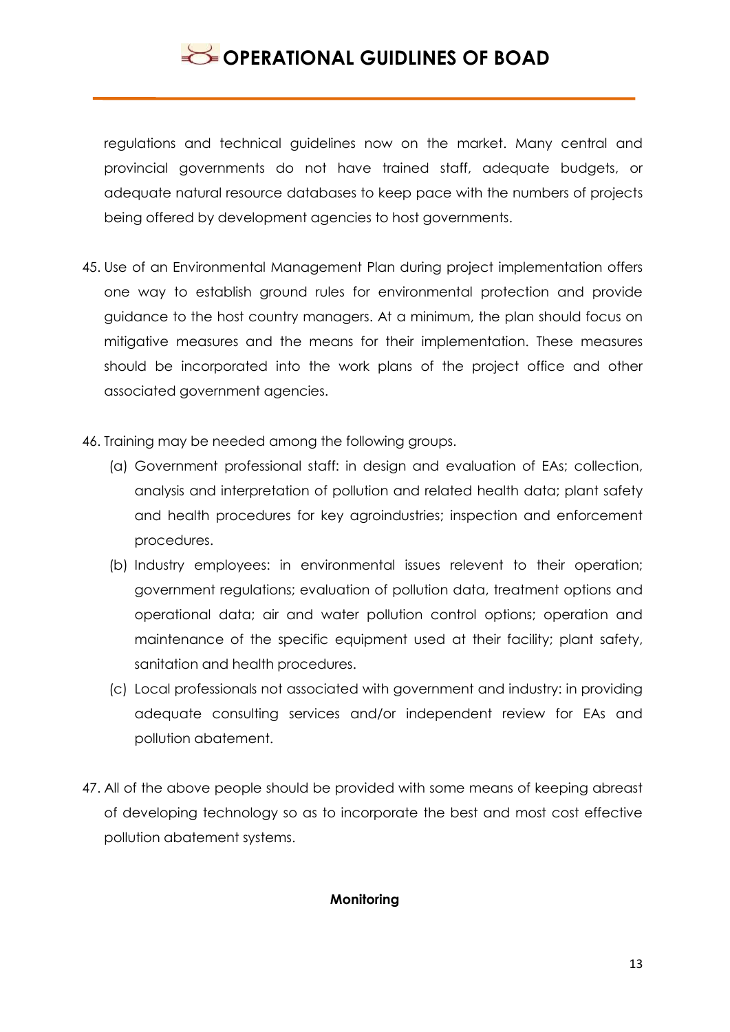regulations and technical guidelines now on the market. Many central and provincial governments do not have trained staff, adequate budgets, or adequate natural resource databases to keep pace with the numbers of projects being offered by development agencies to host governments.

45. Use of an Environmental Management Plan during project implementation offers one way to establish ground rules for environmental protection and provide guidance to the host country managers. At a minimum, the plan should focus on mitigative measures and the means for their implementation. These measures should be incorporated into the work plans of the project office and other associated government agencies.

46. Training may be needed among the following groups.
    (a) Government professional staff: in design and evaluation of EAs; collection, analysis and interpretation of pollution and related health data; plant safety and health procedures for key agroindustries; inspection and enforcement procedures.
    (b) Industry employees: in environmental issues relevent to their operation; government regulations; evaluation of pollution data, treatment options and operational data; air and water pollution control options; operation and maintenance of the specific equipment used at their facility; plant safety, sanitation and health procedures.
    (c) Local professionals not associated with government and industry: in providing adequate consulting services and/or independent review for EAs and pollution abatement.

47. All of the above people should be provided with some means of keeping abreast of developing technology so as to incorporate the best and most cost effective pollution abatement systems.

**Monitoring**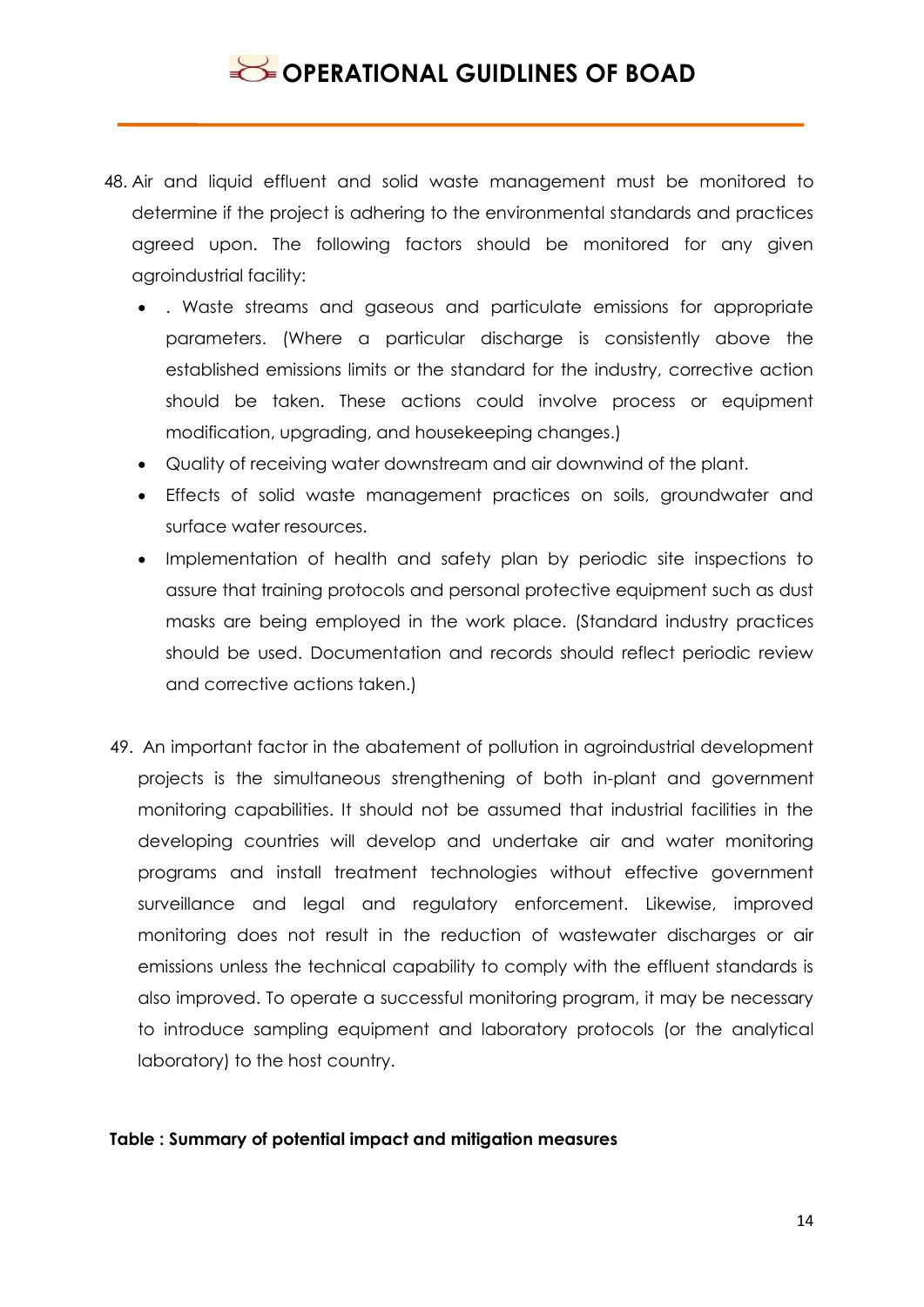48. Air and liquid effluent and solid waste management must be monitored to determine if the project is adhering to the environmental standards and practices agreed upon. The following factors should be monitored for any given agroindustrial facility:
    - . Waste streams and gaseous and particulate emissions for appropriate parameters. (Where a particular discharge is consistently above the established emissions limits or the standard for the industry, corrective action should be taken. These actions could involve process or equipment modification, upgrading, and housekeeping changes.)
    - Quality of receiving water downstream and air downwind of the plant.
    - Effects of solid waste management practices on soils, groundwater and surface water resources.
    - Implementation of health and safety plan by periodic site inspections to assure that training protocols and personal protective equipment such as dust masks are being employed in the work place. (Standard industry practices should be used. Documentation and records should reflect periodic review and corrective actions taken.)

49. An important factor in the abatement of pollution in agroindustrial development projects is the simultaneous strengthening of both in-plant and government monitoring capabilities. It should not be assumed that industrial facilities in the developing countries will develop and undertake air and water monitoring programs and install treatment technologies without effective government surveillance and legal and regulatory enforcement. Likewise, improved monitoring does not result in the reduction of wastewater discharges or air emissions unless the technical capability to comply with the effluent standards is also improved. To operate a successful monitoring program, it may be necessary to introduce sampling equipment and laboratory protocols (or the analytical laboratory) to the host country.

**Table : Summary of potential impact and mitigation measures**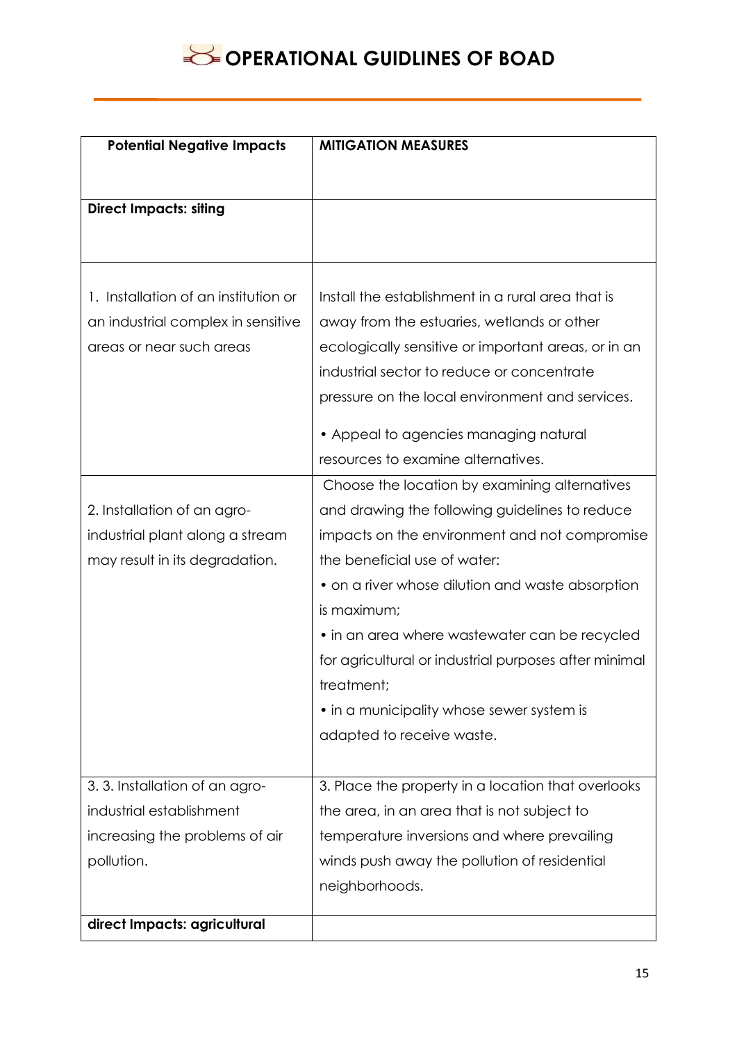| **Potential Negative Impacts** | **MITIGATION MEASURES** |
|---|---|
| **Direct Impacts: siting** | |
| 1. Installation of an institution or an industrial complex in sensitive areas or near such areas | Install the establishment in a rural area that is away from the estuaries, wetlands or other ecologically sensitive or important areas, or in an industrial sector to reduce or concentrate pressure on the local environment and services. <br> • Appeal to agencies managing natural resources to examine alternatives. |
| 2. Installation of an agro-industrial plant along a stream may result in its degradation. | Choose the location by examining alternatives and drawing the following guidelines to reduce impacts on the environment and not compromise the beneficial use of water: <br> • on a river whose dilution and waste absorption is maximum; <br> • in an area where wastewater can be recycled for agricultural or industrial purposes after minimal treatment; <br> • in a municipality whose sewer system is adapted to receive waste. |
| 3. 3. Installation of an agro-industrial establishment increasing the problems of air pollution. | 3. Place the property in a location that overlooks the area, in an area that is not subject to temperature inversions and where prevailing winds push away the pollution of residential neighborhoods. |
| **direct Impacts: agricultural** | |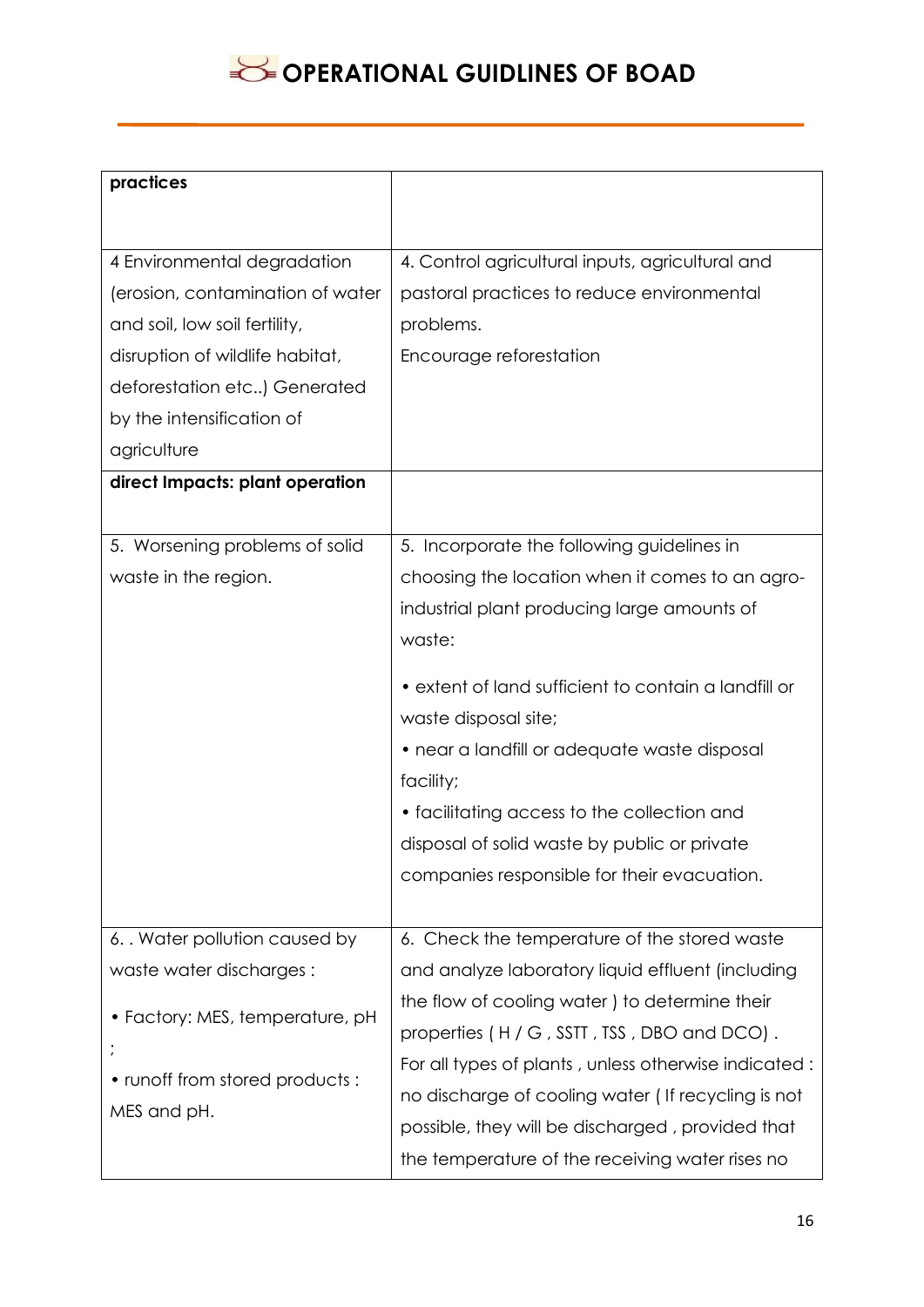| **practices** | |
|---|---|
| 4 Environmental degradation (erosion, contamination of water and soil, low soil fertility, disruption of wildlife habitat, deforestation etc..) Generated by the intensification of agriculture | 4. Control agricultural inputs, agricultural and pastoral practices to reduce environmental problems.<br>Encourage reforestation |
| **direct Impacts: plant operation** | |
| 5. Worsening problems of solid waste in the region. | 5. Incorporate the following guidelines in choosing the location when it comes to an agro-industrial plant producing large amounts of waste:<br><br>• extent of land sufficient to contain a landfill or waste disposal site;<br>• near a landfill or adequate waste disposal facility;<br>• facilitating access to the collection and disposal of solid waste by public or private companies responsible for their evacuation. |
| 6. . Water pollution caused by waste water discharges :<br><br>• Factory: MES, temperature, pH ;<br>• runoff from stored products : MES and pH. | 6. Check the temperature of the stored waste and analyze laboratory liquid effluent (including the flow of cooling water ) to determine their properties ( H / G , SSTT , TSS , DBO and DCO) .<br>For all types of plants , unless otherwise indicated : no discharge of cooling water ( If recycling is not possible, they will be discharged , provided that the temperature of the receiving water rises no |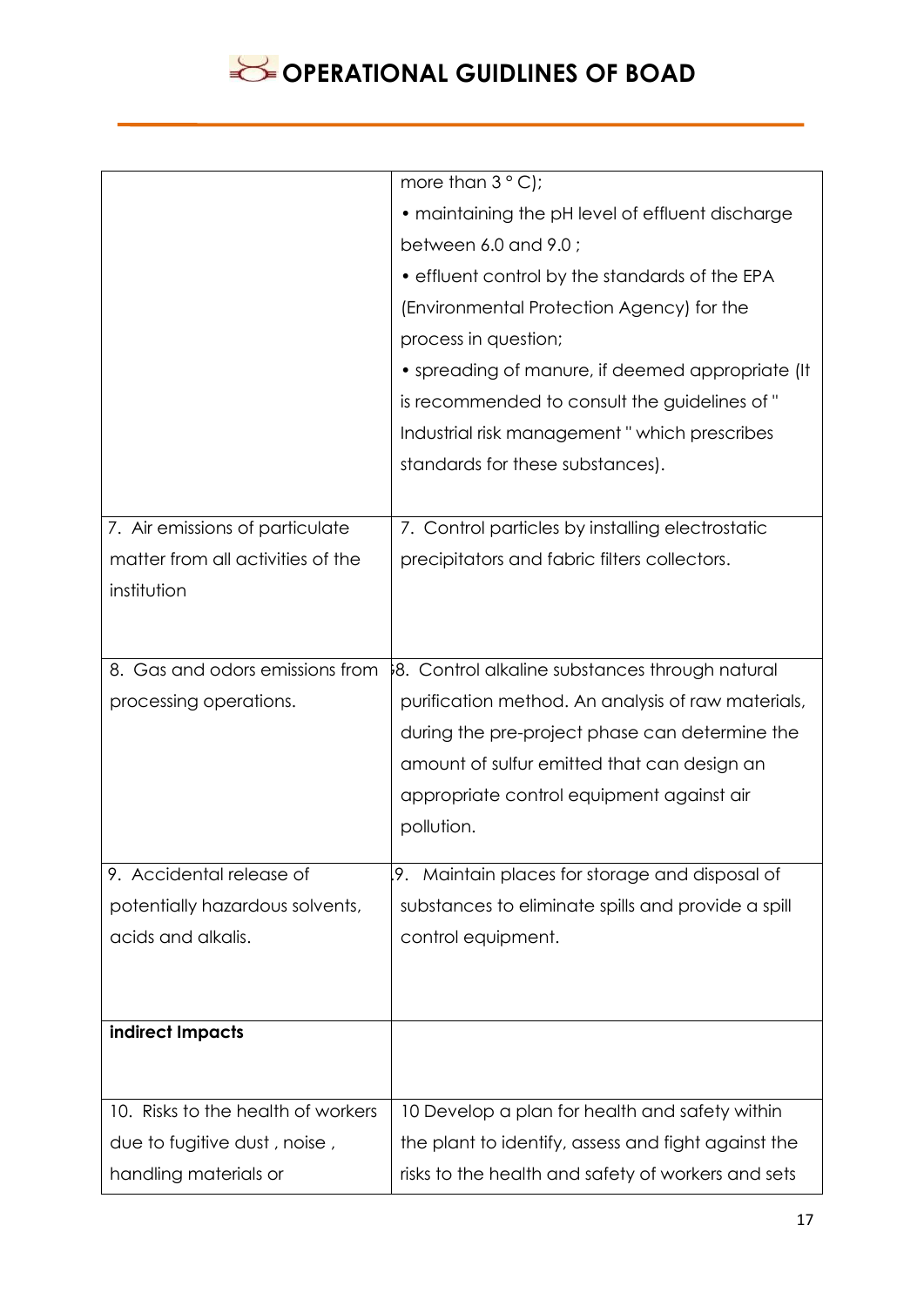| | |
|---|---|
| | more than 3 ° C);<br>• maintaining the pH level of effluent discharge between 6.0 and 9.0 ;<br>• effluent control by the standards of the EPA (Environmental Protection Agency) for the process in question;<br>• spreading of manure, if deemed appropriate (It is recommended to consult the guidelines of " Industrial risk management " which prescribes standards for these substances). |
| 7. Air emissions of particulate matter from all activities of the institution | 7. Control particles by installing electrostatic precipitators and fabric filters collectors. |
| 8. Gas and odors emissions from processing operations. | 8. Control alkaline substances through natural purification method. An analysis of raw materials, during the pre-project phase can determine the amount of sulfur emitted that can design an appropriate control equipment against air pollution. |
| 9. Accidental release of potentially hazardous solvents, acids and alkalis. | 9. Maintain places for storage and disposal of substances to eliminate spills and provide a spill control equipment. |
| **indirect Impacts** | |
| 10. Risks to the health of workers due to fugitive dust , noise , handling materials or | 10 Develop a plan for health and safety within the plant to identify, assess and fight against the risks to the health and safety of workers and sets |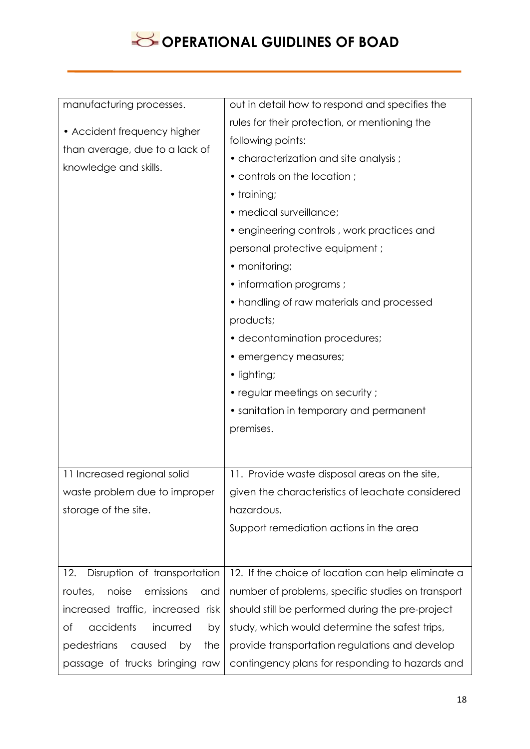| | |
|---|---|
| manufacturing processes.<br><br>• Accident frequency higher than average, due to a lack of knowledge and skills. | out in detail how to respond and specifies the rules for their protection, or mentioning the following points:<br>• characterization and site analysis ;<br>• controls on the location ;<br>• training;<br>• medical surveillance;<br>• engineering controls , work practices and personal protective equipment ;<br>• monitoring;<br>• information programs ;<br>• handling of raw materials and processed products;<br>• decontamination procedures;<br>• emergency measures;<br>• lighting;<br>• regular meetings on security ;<br>• sanitation in temporary and permanent premises. |
| 11 Increased regional solid waste problem due to improper storage of the site. | 11. Provide waste disposal areas on the site, given the characteristics of leachate considered hazardous.<br>Support remediation actions in the area |
| 12. Disruption of transportation routes, noise emissions and increased traffic, increased risk of accidents incurred by pedestrians caused by the passage of trucks bringing raw | 12. If the choice of location can help eliminate a number of problems, specific studies on transport should still be performed during the pre-project study, which would determine the safest trips, provide transportation regulations and develop contingency plans for responding to hazards and |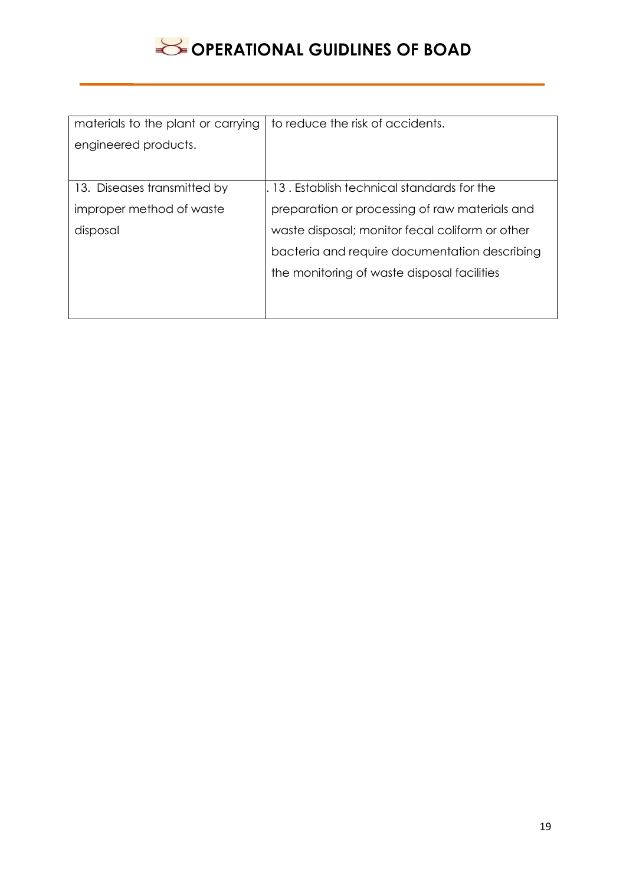| | |
|---|---|
| materials to the plant or carrying engineered products. | to reduce the risk of accidents. |
| 13. Diseases transmitted by improper method of waste disposal | . 13 . Establish technical standards for the preparation or processing of raw materials and waste disposal; monitor fecal coliform or other bacteria and require documentation describing the monitoring of waste disposal facilities |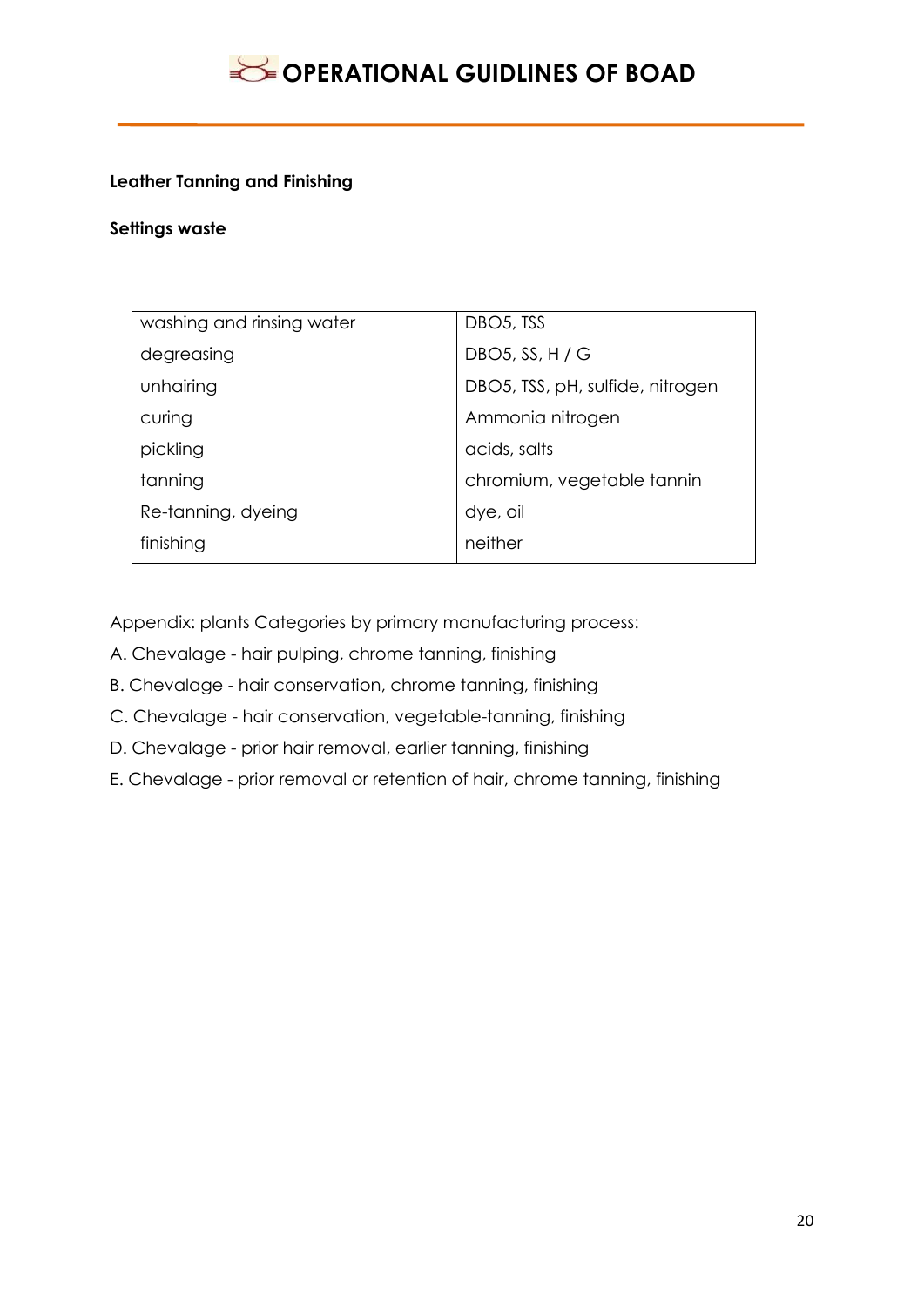**Leather Tanning and Finishing**

**Settings waste**

| washing and rinsing water | DBO5, TSS |
|---|---|
| degreasing | DBO5, SS, H / G |
| unhairing | DBO5, TSS, pH, sulfide, nitrogen |
| curing | Ammonia nitrogen |
| pickling | acids, salts |
| tanning | chromium, vegetable tannin |
| Re-tanning, dyeing | dye, oil |
| finishing | neither |

Appendix: plants Categories by primary manufacturing process:

A. Chevalage - hair pulping, chrome tanning, finishing

B. Chevalage - hair conservation, chrome tanning, finishing

C. Chevalage - hair conservation, vegetable-tanning, finishing

D. Chevalage - prior hair removal, earlier tanning, finishing

E. Chevalage - prior removal or retention of hair, chrome tanning, finishing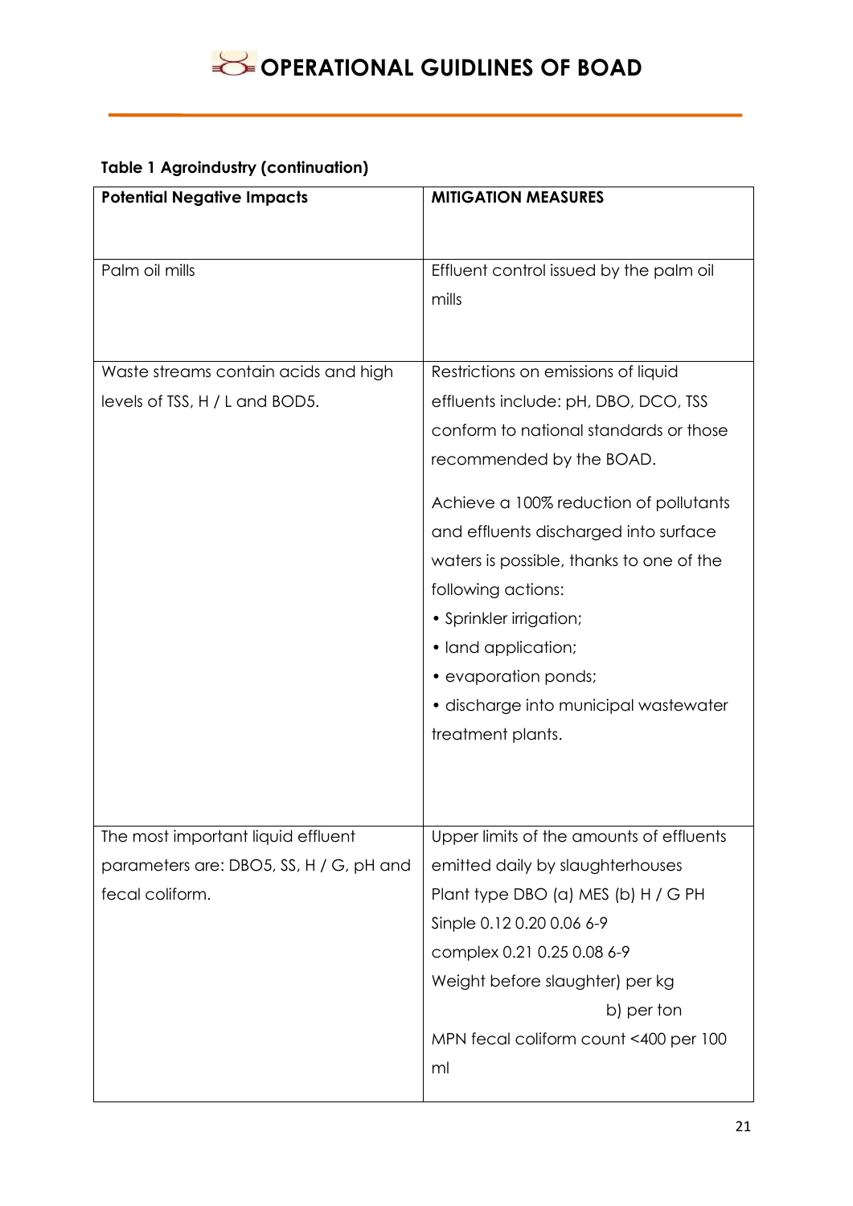**Table 1 Agroindustry (continuation)**

| Potential Negative Impacts | MITIGATION MEASURES |
| --- | --- |
| Palm oil mills | Effluent control issued by the palm oil mills |
| Waste streams contain acids and high levels of TSS, H / L and BOD5. | Restrictions on emissions of liquid effluents include: pH, DBO, DCO, TSS conform to national standards or those recommended by the BOAD.<br><br>Achieve a 100% reduction of pollutants and effluents discharged into surface waters is possible, thanks to one of the following actions:<br>• Sprinkler irrigation;<br>• land application;<br>• evaporation ponds;<br>• discharge into municipal wastewater treatment plants. |
| The most important liquid effluent parameters are: DBO5, SS, H / G, pH and fecal coliform. | Upper limits of the amounts of effluents emitted daily by slaughterhouses<br>Plant type DBO (a) MES (b) H / G PH<br>Sinple 0.12 0.20 0.06 6-9<br>complex 0.21 0.25 0.08 6-9<br>Weight before slaughter) per kg<br>b) per ton<br>MPN fecal coliform count <400 per 100 ml |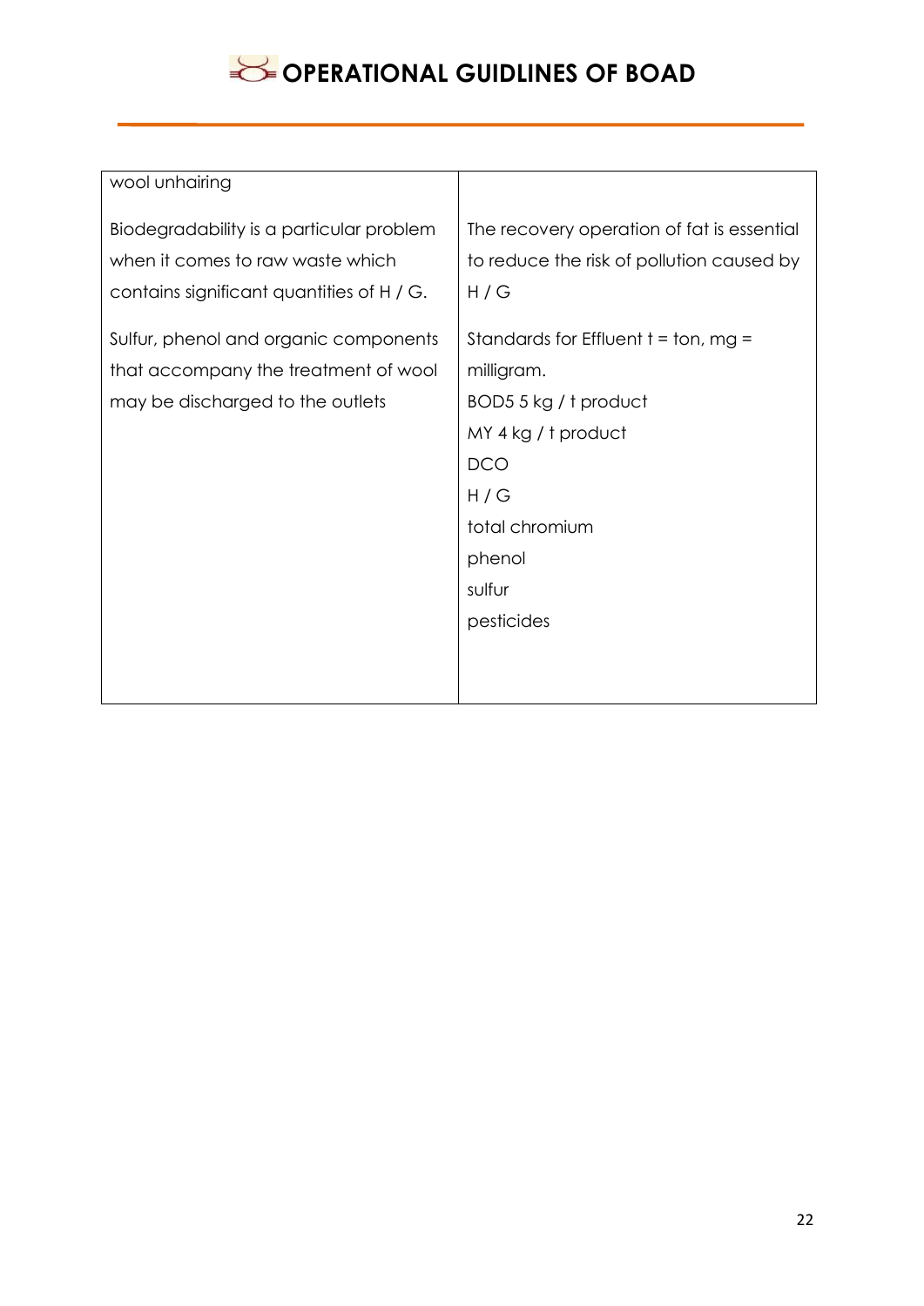| wool unhairing<br><br>Biodegradability is a particular problem when it comes to raw waste which contains significant quantities of H / G.<br><br>Sulfur, phenol and organic components that accompany the treatment of wool may be discharged to the outlets | <br><br>The recovery operation of fat is essential to reduce the risk of pollution caused by H / G<br><br>Standards for Effluent t = ton, mg = milligram.<br>BOD5 5 kg / t product<br>MY 4 kg / t product<br>DCO<br>H / G<br>total chromium<br>phenol<br>sulfur<br>pesticides |
|---|---|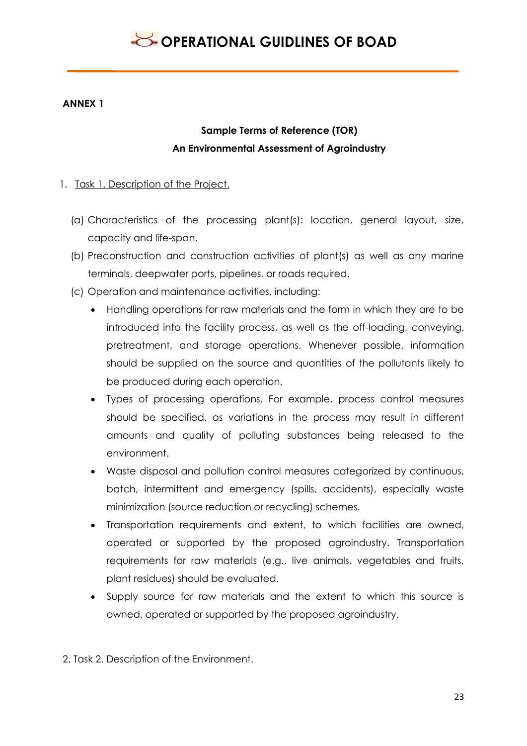**ANNEX 1**

**Sample Terms of Reference (TOR)**
**An Environmental Assessment of Agroindustry**

1. Task 1. Description of the Project.

   (a) Characteristics of the processing plant(s): location, general layout, size, capacity and life-span.

   (b) Preconstruction and construction activities of plant(s) as well as any marine terminals, deepwater ports, pipelines, or roads required.

   (c) Operation and maintenance activities, including:

   - Handling operations for raw materials and the form in which they are to be introduced into the facility process, as well as the off-loading, conveying, pretreatment, and storage operations. Whenever possible, information should be supplied on the source and quantities of the pollutants likely to be produced during each operation.
   - Types of processing operations. For example, process control measures should be specified, as variations in the process may result in different amounts and quality of polluting substances being released to the environment.
   - Waste disposal and pollution control measures categorized by continuous, batch, intermittent and emergency (spills, accidents), especially waste minimization (source reduction or recycling) schemes.
   - Transportation requirements and extent, to which facilities are owned, operated or supported by the proposed agroindustry. Transportation requirements for raw materials (e.g., live animals, vegetables and fruits, plant residues) should be evaluated.
   - Supply source for raw materials and the extent to which this source is owned, operated or supported by the proposed agroindustry.

2. Task 2. Description of the Environment.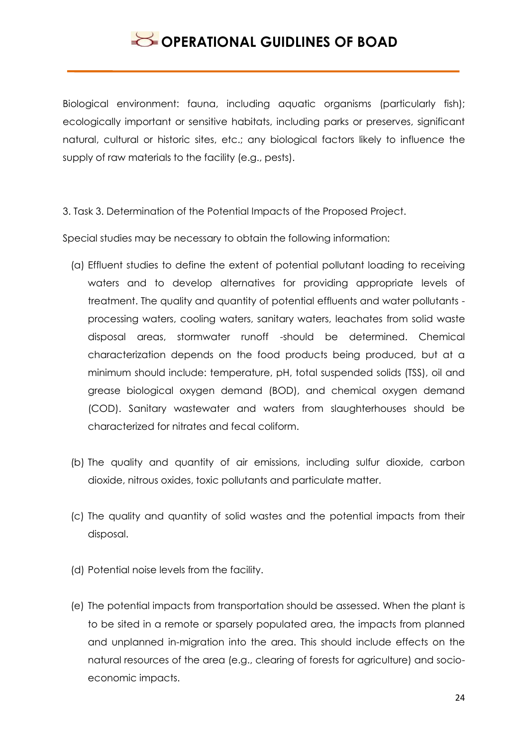Biological environment: fauna, including aquatic organisms (particularly fish); ecologically important or sensitive habitats, including parks or preserves, significant natural, cultural or historic sites, etc.; any biological factors likely to influence the supply of raw materials to the facility (e.g., pests).

3. Task 3. Determination of the Potential Impacts of the Proposed Project.

Special studies may be necessary to obtain the following information:

(a) Effluent studies to define the extent of potential pollutant loading to receiving waters and to develop alternatives for providing appropriate levels of treatment. The quality and quantity of potential effluents and water pollutants - processing waters, cooling waters, sanitary waters, leachates from solid waste disposal areas, stormwater runoff -should be determined. Chemical characterization depends on the food products being produced, but at a minimum should include: temperature, pH, total suspended solids (TSS), oil and grease biological oxygen demand (BOD), and chemical oxygen demand (COD). Sanitary wastewater and waters from slaughterhouses should be characterized for nitrates and fecal coliform.

(b) The quality and quantity of air emissions, including sulfur dioxide, carbon dioxide, nitrous oxides, toxic pollutants and particulate matter.

(c) The quality and quantity of solid wastes and the potential impacts from their disposal.

(d) Potential noise levels from the facility.

(e) The potential impacts from transportation should be assessed. When the plant is to be sited in a remote or sparsely populated area, the impacts from planned and unplanned in-migration into the area. This should include effects on the natural resources of the area (e.g., clearing of forests for agriculture) and socio-economic impacts.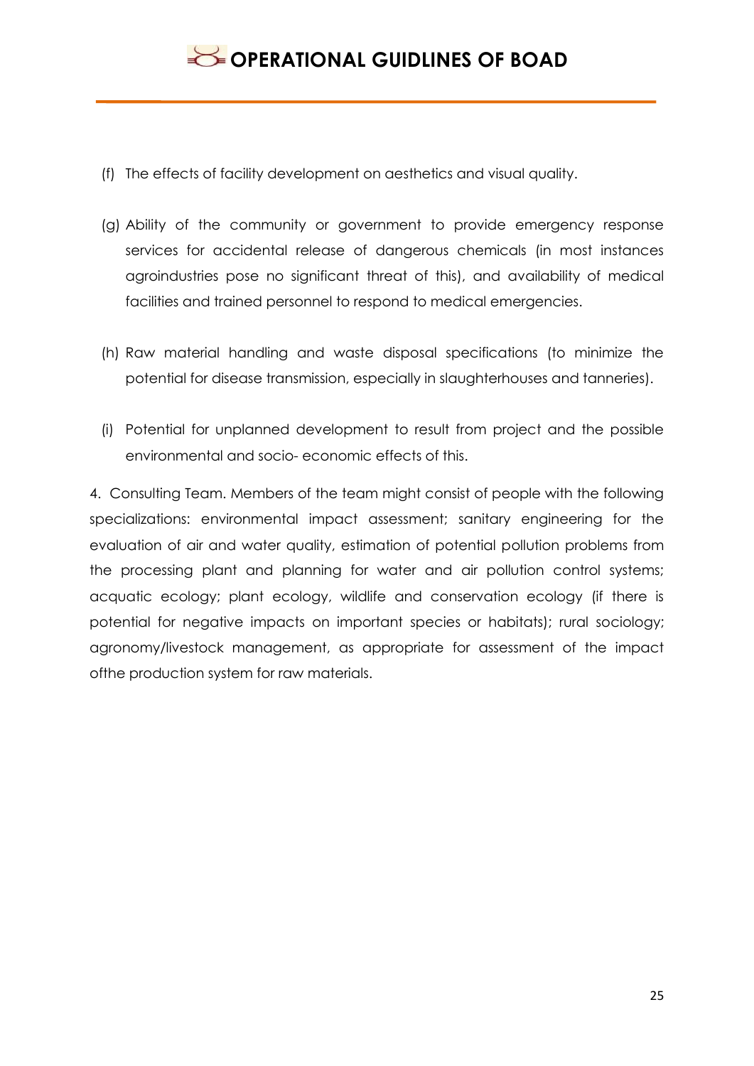(f) The effects of facility development on aesthetics and visual quality.

(g) Ability of the community or government to provide emergency response services for accidental release of dangerous chemicals (in most instances agroindustries pose no significant threat of this), and availability of medical facilities and trained personnel to respond to medical emergencies.

(h) Raw material handling and waste disposal specifications (to minimize the potential for disease transmission, especially in slaughterhouses and tanneries).

(i) Potential for unplanned development to result from project and the possible environmental and socio- economic effects of this.

4. Consulting Team. Members of the team might consist of people with the following specializations: environmental impact assessment; sanitary engineering for the evaluation of air and water quality, estimation of potential pollution problems from the processing plant and planning for water and air pollution control systems; acquatic ecology; plant ecology, wildlife and conservation ecology (if there is potential for negative impacts on important species or habitats); rural sociology; agronomy/livestock management, as appropriate for assessment of the impact ofthe production system for raw materials.